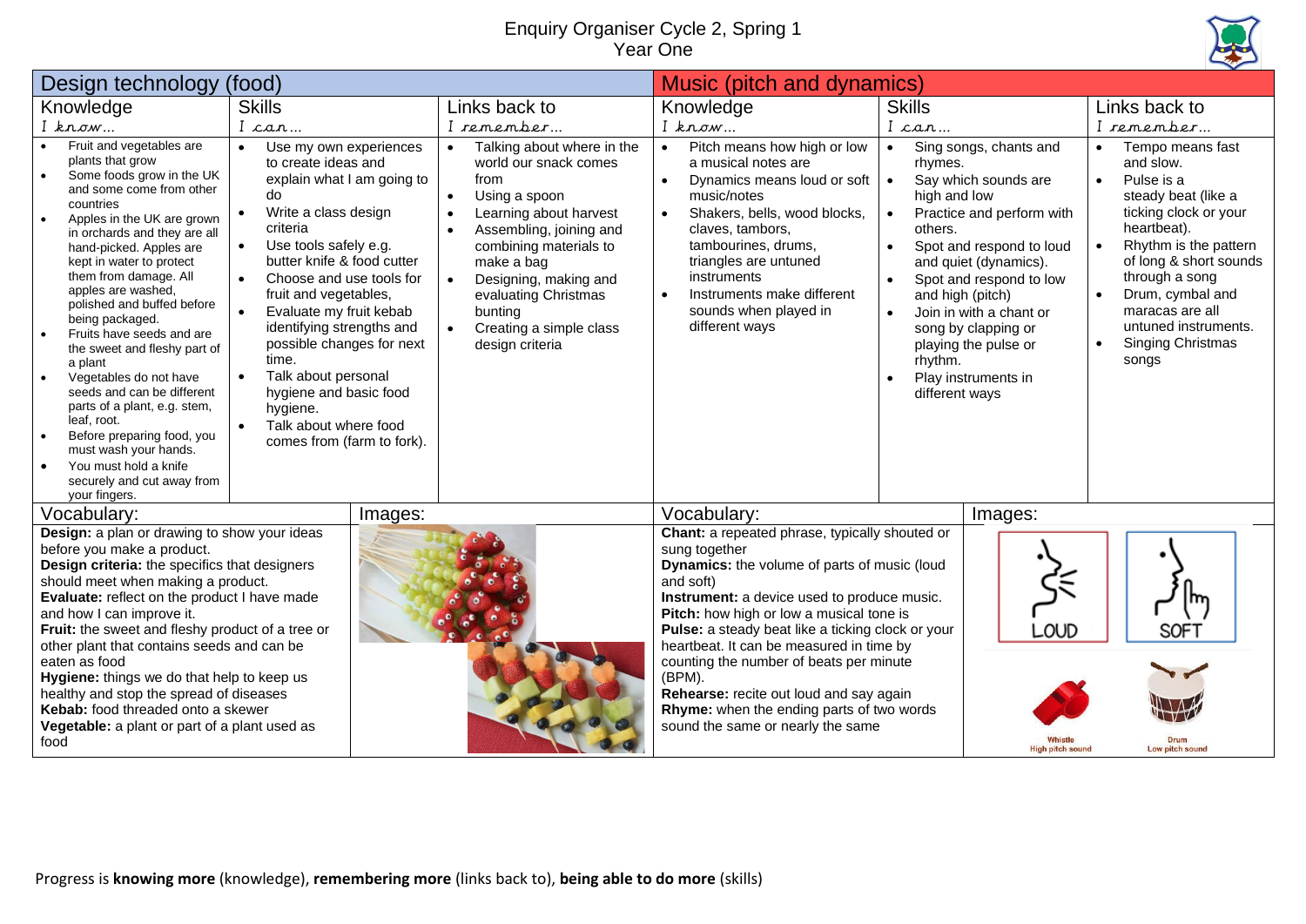# Enquiry Organiser Cycle 2, Spring 1
## Year One

## Design technology (food)

| Knowledge<br>*I know…* | Skills<br>*I can…* | Links back to<br>*I remember…* |
|---|---|---|
| • Fruit and vegetables are plants that grow<br>• Some foods grow in the UK and some come from other countries<br>• Apples in the UK are grown in orchards and they are all hand-picked. Apples are kept in water to protect them from damage. All apples are washed, polished and buffed before being packaged.<br>• Fruits have seeds and are the sweet and fleshy part of a plant<br>• Vegetables do not have seeds and can be different parts of a plant, e.g. stem, leaf, root.<br>• Before preparing food, you must wash your hands.<br>• You must hold a knife securely and cut away from your fingers. | • Use my own experiences to create ideas and explain what I am going to do<br>• Write a class design criteria<br>• Use tools safely e.g. butter knife & food cutter<br>• Choose and use tools for fruit and vegetables,<br>• Evaluate my fruit kebab identifying strengths and possible changes for next time.<br>• Talk about personal hygiene and basic food hygiene.<br>• Talk about where food comes from (farm to fork). | • Talking about where in the world our snack comes from<br>• Using a spoon<br>• Learning about harvest<br>• Assembling, joining and combining materials to make a bag<br>• Designing, making and evaluating Christmas bunting<br>• Creating a simple class design criteria |

### Vocabulary:

**Design:** a plan or drawing to show your ideas before you make a product.
**Design criteria:** the specifics that designers should meet when making a product.
**Evaluate:** reflect on the product I have made and how I can improve it.
**Fruit:** the sweet and fleshy product of a tree or other plant that contains seeds and can be eaten as food
**Hygiene:** things we do that help to keep us healthy and stop the spread of diseases
**Kebab:** food threaded onto a skewer
**Vegetable:** a plant or part of a plant used as food

### Images:

## Music (pitch and dynamics)

| Knowledge<br>*I know…* | Skills<br>*I can…* | Links back to<br>*I remember…* |
|---|---|---|
| • Pitch means how high or low a musical notes are<br>• Dynamics means loud or soft music/notes<br>• Shakers, bells, wood blocks, claves, tambors, tambourines, drums, triangles are untuned instruments<br>• Instruments make different sounds when played in different ways | • Sing songs, chants and rhymes.<br>• Say which sounds are high and low<br>• Practice and perform with others.<br>• Spot and respond to loud and quiet (dynamics).<br>• Spot and respond to low and high (pitch)<br>• Join in with a chant or song by clapping or playing the pulse or rhythm.<br>• Play instruments in different ways | • Tempo means fast and slow.<br>• Pulse is a steady beat (like a ticking clock or your heartbeat).<br>• Rhythm is the pattern of long & short sounds through a song<br>• Drum, cymbal and maracas are all untuned instruments.<br>• Singing Christmas songs |

### Vocabulary:

**Chant:** a repeated phrase, typically shouted or sung together
**Dynamics:** the volume of parts of music (loud and soft)
**Instrument:** a device used to produce music.
**Pitch:** how high or low a musical tone is
**Pulse:** a steady beat like a ticking clock or your heartbeat. It can be measured in time by counting the number of beats per minute (BPM).
**Rehearse:** recite out loud and say again
**Rhyme:** when the ending parts of two words sound the same or nearly the same

### Images:

LOUD    SOFT

Whistle – High pitch sound
Drum – Low pitch sound

Progress is **knowing more** (knowledge), **remembering more** (links back to), **being able to do more** (skills)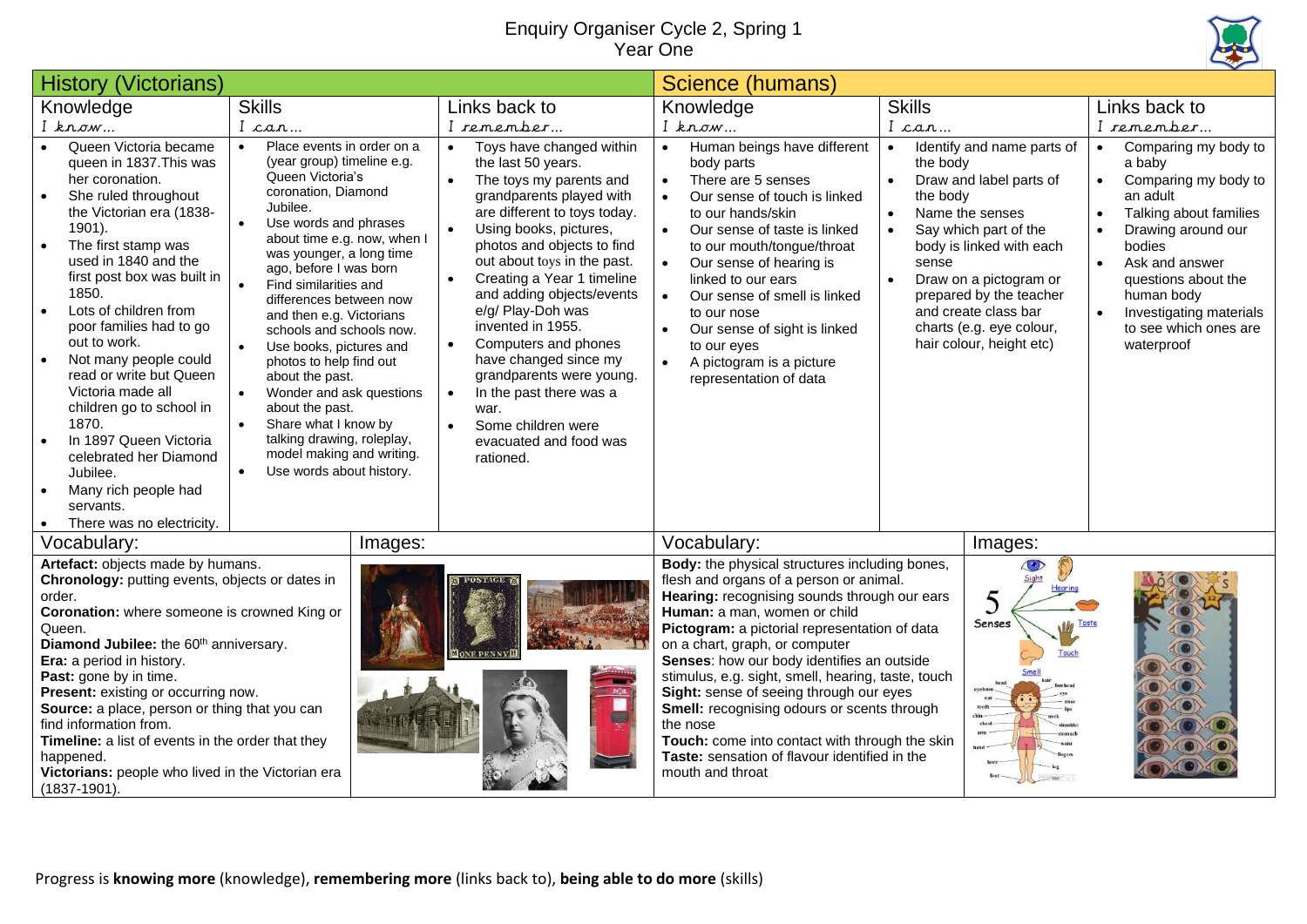# Enquiry Organiser Cycle 2, Spring 1
## Year One

## History (Victorians)

| Knowledge<br>*I know…* | Skills<br>*I can…* | Links back to<br>*I remember…* |
|---|---|---|
| • Queen Victoria became queen in 1837.This was her coronation.<br>• She ruled throughout the Victorian era (1838-1901).<br>• The first stamp was used in 1840 and the first post box was built in 1850.<br>• Lots of children from poor families had to go out to work.<br>• Not many people could read or write but Queen Victoria made all children go to school in 1870.<br>• In 1897 Queen Victoria celebrated her Diamond Jubilee.<br>• Many rich people had servants.<br>• There was no electricity. | • Place events in order on a (year group) timeline e.g. Queen Victoria's coronation, Diamond Jubilee.<br>• Use words and phrases about time e.g. now, when I was younger, a long time ago, before I was born<br>• Find similarities and differences between now and then e.g. Victorians schools and schools now.<br>• Use books, pictures and photos to help find out about the past.<br>• Wonder and ask questions about the past.<br>• Share what I know by talking drawing, roleplay, model making and writing.<br>• Use words about history. | • Toys have changed within the last 50 years.<br>• The toys my parents and grandparents played with are different to toys today.<br>• Using books, pictures, photos and objects to find out about toys in the past.<br>• Creating a Year 1 timeline and adding objects/events e/g/ Play-Doh was invented in 1955.<br>• Computers and phones have changed since my grandparents were young.<br>• In the past there was a war.<br>• Some children were evacuated and food was rationed. |

### Vocabulary:

**Artefact:** objects made by humans.
**Chronology:** putting events, objects or dates in order.
**Coronation:** where someone is crowned King or Queen.
**Diamond Jubilee:** the 60th anniversary.
**Era:** a period in history.
**Past:** gone by in time.
**Present:** existing or occurring now.
**Source:** a place, person or thing that you can find information from.
**Timeline:** a list of events in the order that they happened.
**Victorians:** people who lived in the Victorian era (1837-1901).

### Images:

## Science (humans)

| Knowledge<br>*I know…* | Skills<br>*I can…* | Links back to<br>*I remember…* |
|---|---|---|
| • Human beings have different body parts<br>• There are 5 senses<br>• Our sense of touch is linked to our hands/skin<br>• Our sense of taste is linked to our mouth/tongue/throat<br>• Our sense of hearing is linked to our ears<br>• Our sense of smell is linked to our nose<br>• Our sense of sight is linked to our eyes<br>• A pictogram is a picture representation of data | • Identify and name parts of the body<br>• Draw and label parts of the body<br>• Name the senses<br>• Say which part of the body is linked with each sense<br>• Draw on a pictogram or prepared by the teacher and create class bar charts (e.g. eye colour, hair colour, height etc) | • Comparing my body to a baby<br>• Comparing my body to an adult<br>• Talking about families<br>• Drawing around our bodies<br>• Ask and answer questions about the human body<br>• Investigating materials to see which ones are waterproof |

### Vocabulary:

**Body:** the physical structures including bones, flesh and organs of a person or animal.
**Hearing:** recognising sounds through our ears
**Human:** a man, women or child
**Pictogram:** a pictorial representation of data on a chart, graph, or computer
**Senses**: how our body identifies an outside stimulus, e.g. sight, smell, hearing, taste, touch
**Sight:** sense of seeing through our eyes
**Smell:** recognising odours or scents through the nose
**Touch:** come into contact with through the skin
**Taste:** sensation of flavour identified in the mouth and throat

### Images:

Progress is **knowing more** (knowledge), **remembering more** (links back to), **being able to do more** (skills)